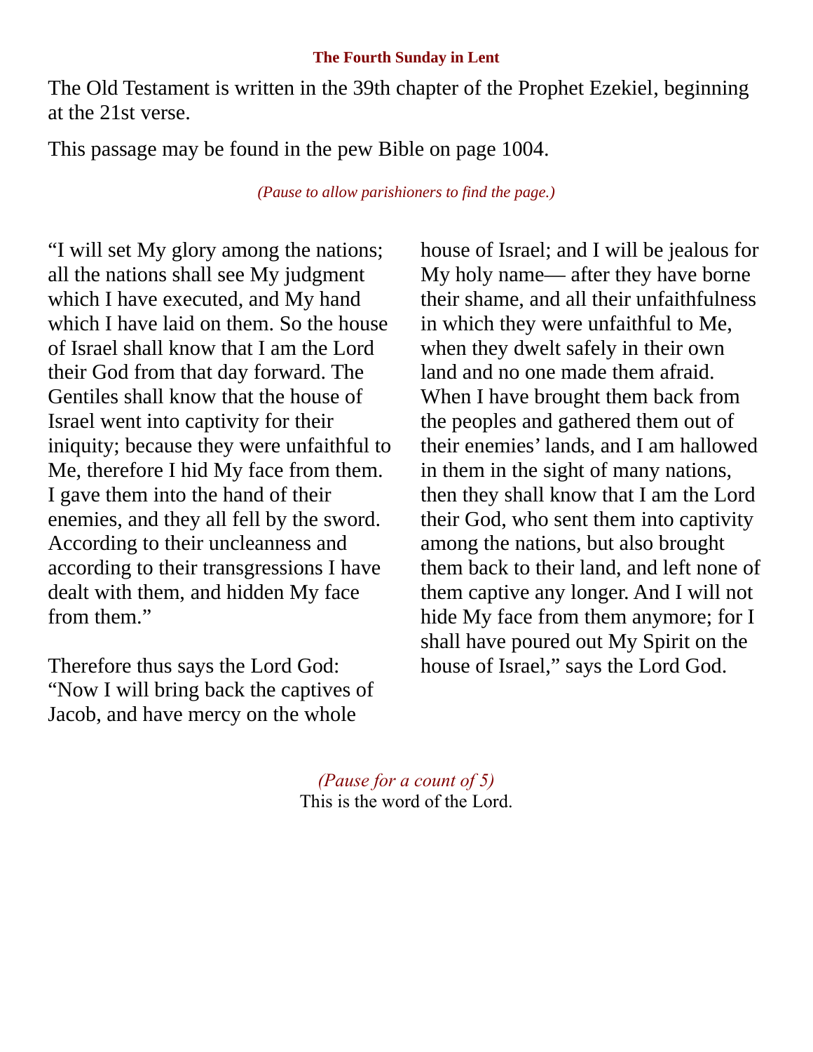### The Fourth Sunday in Lent

The Old Testament is written in the 39th chapter of the Prophet Ezekiel, beginning at the 21st verse.

This passage may be found in the pew Bible on page 1004.

*(Pause to allow parishioners to find the page.)*

"I will set My glory among the nations; all the nations shall see My judgment which I have executed, and My hand which I have laid on them. So the house of Israel shall know that I am the Lord their God from that day forward. The Gentiles shall know that the house of Israel went into captivity for their iniquity; because they were unfaithful to Me, therefore I hid My face from them. I gave them into the hand of their enemies, and they all fell by the sword. According to their uncleanness and according to their transgressions I have dealt with them, and hidden My face from them."

Therefore thus says the Lord God: "Now I will bring back the captives of Jacob, and have mercy on the whole house of Israel; and I will be jealous for My holy name— after they have borne their shame, and all their unfaithfulness in which they were unfaithful to Me, when they dwelt safely in their own land and no one made them afraid. When I have brought them back from the peoples and gathered them out of their enemies' lands, and I am hallowed in them in the sight of many nations, then they shall know that I am the Lord their God, who sent them into captivity among the nations, but also brought them back to their land, and left none of them captive any longer. And I will not hide My face from them anymore; for I shall have poured out My Spirit on the house of Israel," says the Lord God.

*(Pause for a count of 5)*

This is the word of the Lord.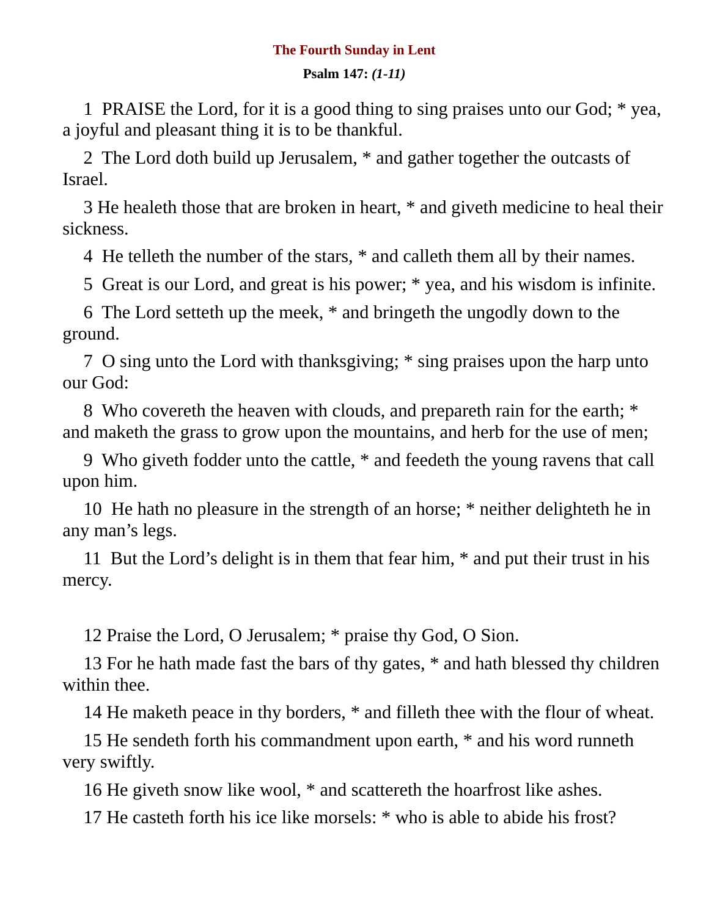## The Fourth Sunday in Lent

**Psalm 147:** ***(1-11)***

1 PRAISE the Lord, for it is a good thing to sing praises unto our God; * yea, a joyful and pleasant thing it is to be thankful.

2 The Lord doth build up Jerusalem, * and gather together the outcasts of Israel.

3 He healeth those that are broken in heart, * and giveth medicine to heal their sickness.

4 He telleth the number of the stars, * and calleth them all by their names.

5 Great is our Lord, and great is his power; * yea, and his wisdom is infinite.

6 The Lord setteth up the meek, * and bringeth the ungodly down to the ground.

7 O sing unto the Lord with thanksgiving; * sing praises upon the harp unto our God:

8 Who covereth the heaven with clouds, and prepareth rain for the earth; * and maketh the grass to grow upon the mountains, and herb for the use of men;

9 Who giveth fodder unto the cattle, * and feedeth the young ravens that call upon him.

10 He hath no pleasure in the strength of an horse; * neither delighteth he in any man's legs.

11 But the Lord's delight is in them that fear him, * and put their trust in his mercy.

12 Praise the Lord, O Jerusalem; * praise thy God, O Sion.

13 For he hath made fast the bars of thy gates, * and hath blessed thy children within thee.

14 He maketh peace in thy borders, * and filleth thee with the flour of wheat.

15 He sendeth forth his commandment upon earth, * and his word runneth very swiftly.

16 He giveth snow like wool, * and scattereth the hoarfrost like ashes.

17 He casteth forth his ice like morsels: * who is able to abide his frost?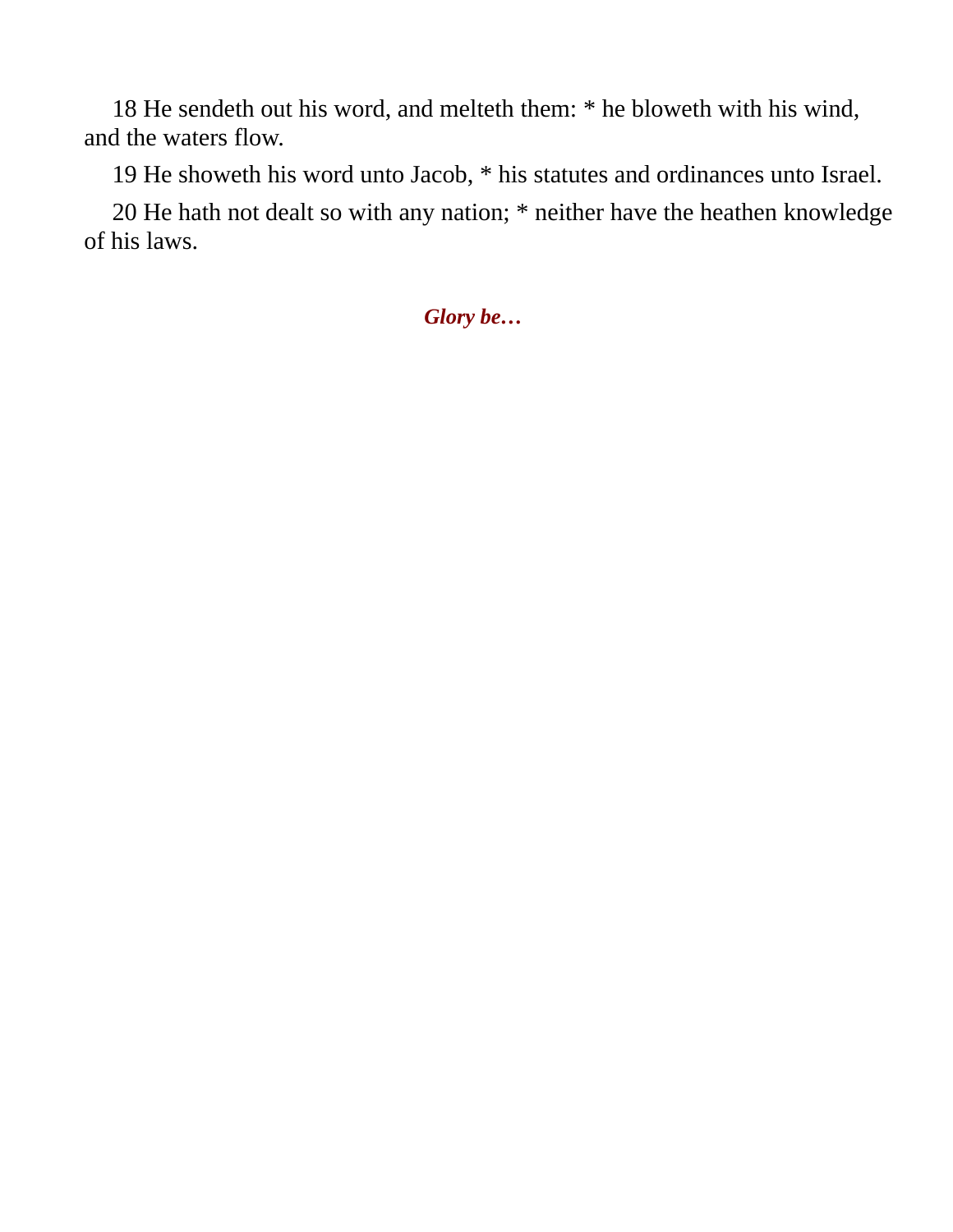18 He sendeth out his word, and melteth them: * he bloweth with his wind, and the waters flow.

19 He showeth his word unto Jacob, * his statutes and ordinances unto Israel.

20 He hath not dealt so with any nation; * neither have the heathen knowledge of his laws.

***Glory be…***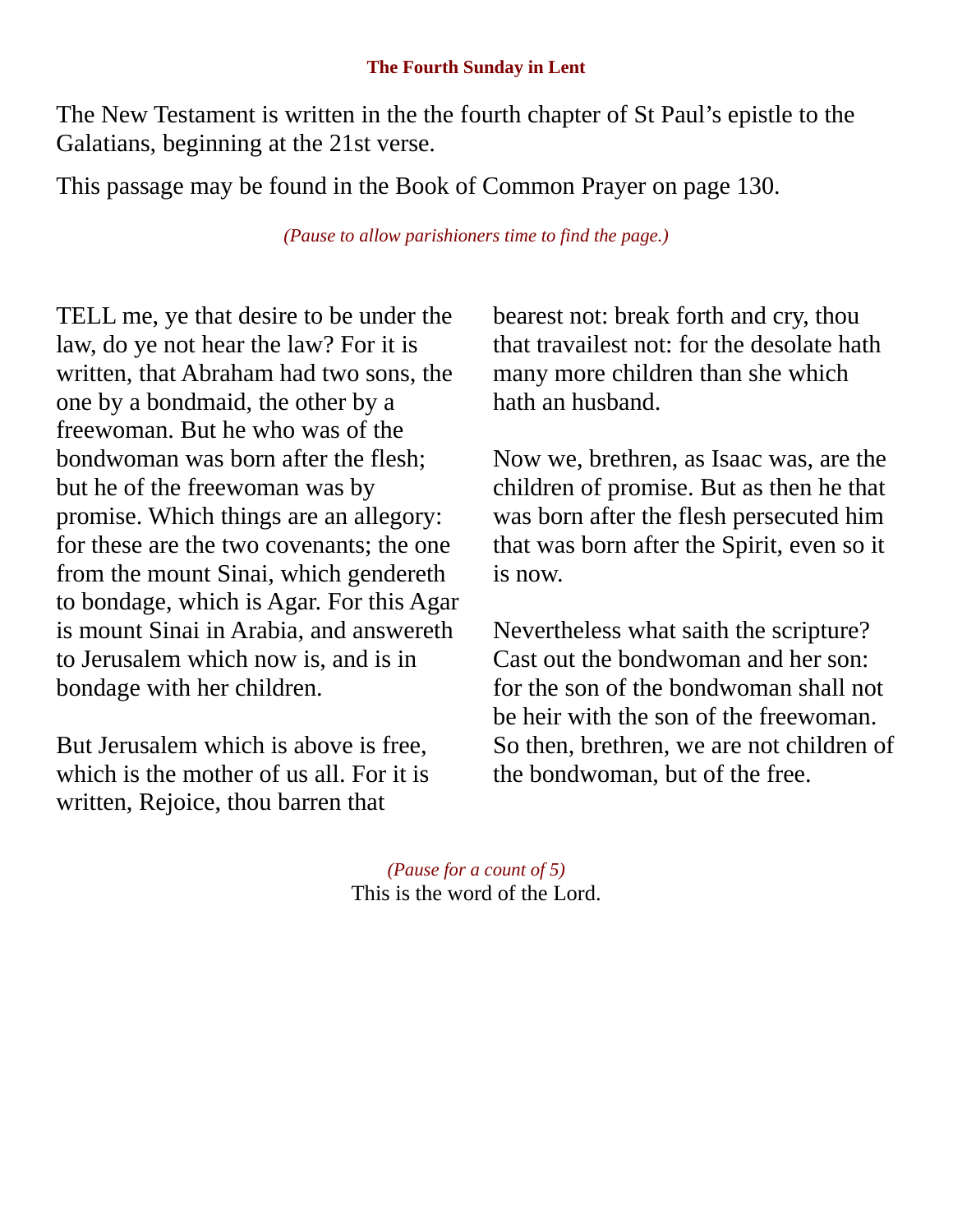### The Fourth Sunday in Lent

The New Testament is written in the the fourth chapter of St Paul's epistle to the Galatians, beginning at the 21st verse.

This passage may be found in the Book of Common Prayer on page 130.

*(Pause to allow parishioners time to find the page.)*

TELL me, ye that desire to be under the law, do ye not hear the law? For it is written, that Abraham had two sons, the one by a bondmaid, the other by a freewoman. But he who was of the bondwoman was born after the flesh; but he of the freewoman was by promise. Which things are an allegory: for these are the two covenants; the one from the mount Sinai, which gendereth to bondage, which is Agar. For this Agar is mount Sinai in Arabia, and answereth to Jerusalem which now is, and is in bondage with her children.

But Jerusalem which is above is free, which is the mother of us all. For it is written, Rejoice, thou barren that bearest not: break forth and cry, thou that travailest not: for the desolate hath many more children than she which hath an husband.

Now we, brethren, as Isaac was, are the children of promise. But as then he that was born after the flesh persecuted him that was born after the Spirit, even so it is now.

Nevertheless what saith the scripture? Cast out the bondwoman and her son: for the son of the bondwoman shall not be heir with the son of the freewoman. So then, brethren, we are not children of the bondwoman, but of the free.

*(Pause for a count of 5)*

This is the word of the Lord.